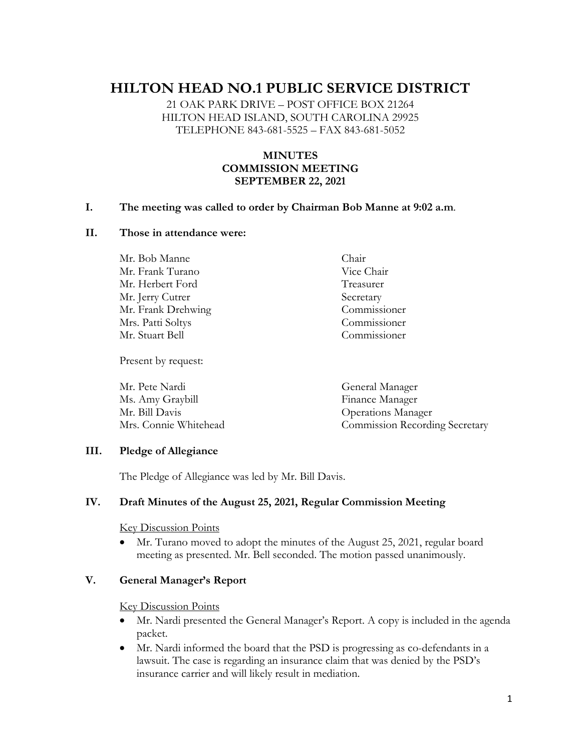# HILTON HEAD NO.1 PUBLIC SERVICE DISTRICT

21 OAK PARK DRIVE – POST OFFICE BOX 21264
HILTON HEAD ISLAND, SOUTH CAROLINA 29925
TELEPHONE 843-681-5525 – FAX 843-681-5052

**MINUTES**
**COMMISSION MEETING**
**SEPTEMBER 22, 2021**

**I. The meeting was called to order by Chairman Bob Manne at 9:02 a.m.**

**II. Those in attendance were:**

| | |
|---|---|
| Mr. Bob Manne | Chair |
| Mr. Frank Turano | Vice Chair |
| Mr. Herbert Ford | Treasurer |
| Mr. Jerry Cutrer | Secretary |
| Mr. Frank Drehwing | Commissioner |
| Mrs. Patti Soltys | Commissioner |
| Mr. Stuart Bell | Commissioner |

Present by request:

| | |
|---|---|
| Mr. Pete Nardi | General Manager |
| Ms. Amy Graybill | Finance Manager |
| Mr. Bill Davis | Operations Manager |
| Mrs. Connie Whitehead | Commission Recording Secretary |

**III. Pledge of Allegiance**

The Pledge of Allegiance was led by Mr. Bill Davis.

**IV. Draft Minutes of the August 25, 2021, Regular Commission Meeting**

Key Discussion Points

- Mr. Turano moved to adopt the minutes of the August 25, 2021, regular board meeting as presented. Mr. Bell seconded. The motion passed unanimously.

**V. General Manager's Report**

Key Discussion Points

- Mr. Nardi presented the General Manager's Report. A copy is included in the agenda packet.
- Mr. Nardi informed the board that the PSD is progressing as co-defendants in a lawsuit. The case is regarding an insurance claim that was denied by the PSD's insurance carrier and will likely result in mediation.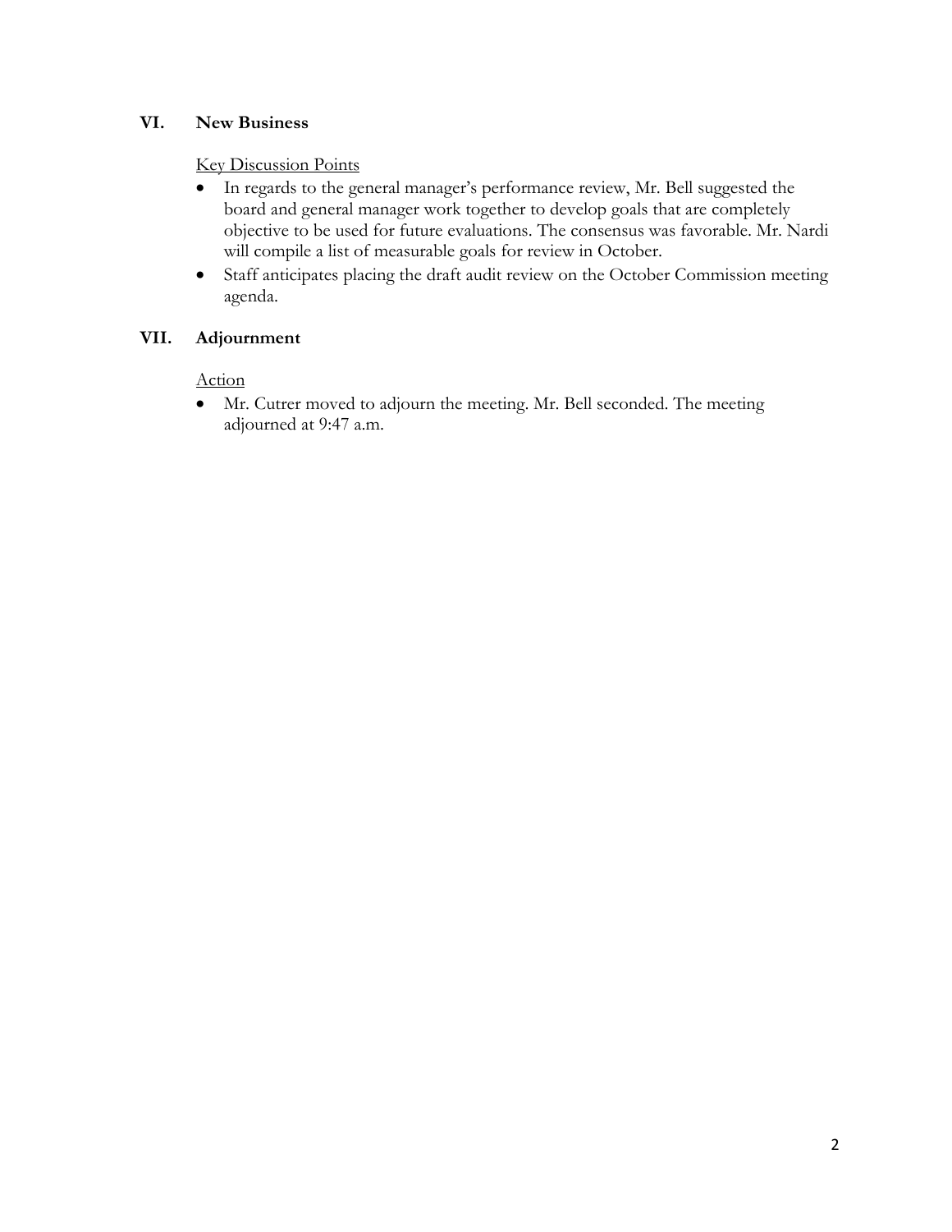## VI. New Business

Key Discussion Points

- In regards to the general manager's performance review, Mr. Bell suggested the board and general manager work together to develop goals that are completely objective to be used for future evaluations. The consensus was favorable. Mr. Nardi will compile a list of measurable goals for review in October.
- Staff anticipates placing the draft audit review on the October Commission meeting agenda.

## VII. Adjournment

Action

- Mr. Cutrer moved to adjourn the meeting. Mr. Bell seconded. The meeting adjourned at 9:47 a.m.